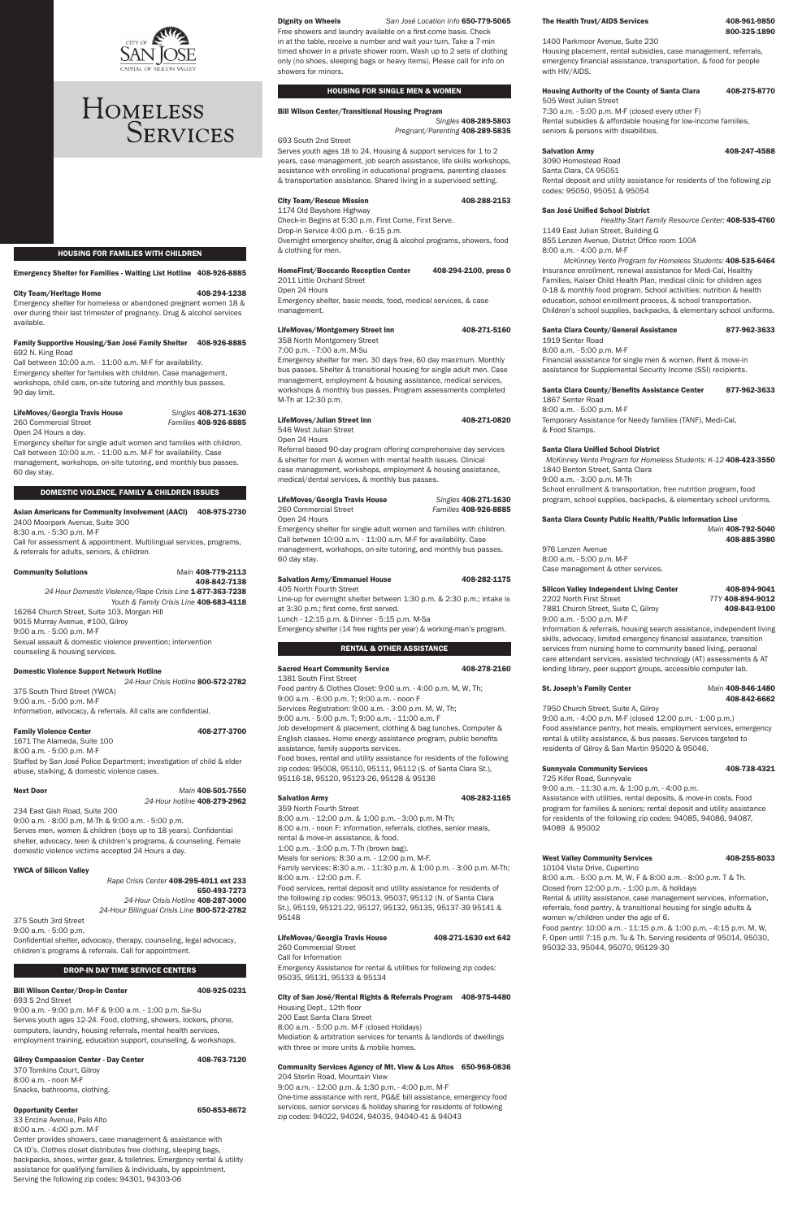# Homeless Services

## HOUSING FOR FAMILIES WITH CHILDREN

**Emergency Shelter for Families - Waiting List Hotline** 408-926-8885

**City Team/Heritage Home** 408-294-1238
Emergency shelter for homeless or abandoned pregnant women 18 & over during their last trimester of pregnancy. Drug & alcohol services available.

**Family Supportive Housing/San José Family Shelter** 408-926-8885
692 N. King Road
Call between 10:00 a.m. - 11:00 a.m. M-F for availability.
Emergency shelter for families with children. Case management, workshops, child care, on-site tutoring and monthly bus passes. 90 day limit.

**LifeMoves/Georgia Travis House** *Singles* 408-271-1630
260 Commercial Street *Families* 408-926-8885
Open 24 Hours a day.
Emergency shelter for single adult women and families with children. Call between 10:00 a.m. - 11:00 a.m. M-F for availability. Case management, workshops, on-site tutoring, and monthly bus passes. 60 day stay.

## DOMESTIC VIOLENCE, FAMILY & CHILDREN ISSUES

**Asian Americans for Community Involvement (AACI)** 408-975-2730
2400 Moorpark Avenue, Suite 300
8:30 a.m. - 5:30 p.m. M-F
Call for assessment & appointment. Multilingual services, programs, & referrals for adults, seniors, & children.

**Community Solutions** *Main* 408-779-2113
408-842-7138
*24-Hour Domestic Violence/Rape Crisis Line* 1-877-363-7238
*Youth & Family Crisis Line* 408-683-4118
16264 Church Street, Suite 103, Morgan Hill
9015 Murray Avenue, #100, Gilroy
9:00 a.m. - 5:00 p.m. M-F
Sexual assault & domestic violence prevention; intervention counseling & housing services.

**Domestic Violence Support Network Hotline**
*24-Hour Crisis Hotline* 800-572-2782
375 South Third Street (YWCA)
9:00 a.m. - 5:00 p.m. M-F
Information, advocacy, & referrals. All calls are confidential.

**Family Violence Center** 408-277-3700
1671 The Alameda, Suite 100
8:00 a.m. - 5:00 p.m. M-F
Staffed by San José Police Department; investigation of child & elder abuse, stalking, & domestic violence cases.

**Next Door** *Main* 408-501-7550
*24-Hour hotline* 408-279-2962
234 East Gish Road, Suite 200
9:00 a.m. - 8:00 p.m. M-Th & 9:00 a.m. - 5:00 p.m.
Serves men, women & children (boys up to 18 years). Confidential shelter, advocacy, teen & children's programs, & counseling. Female domestic violence victims accepted 24 Hours a day.

**YWCA of Silicon Valley**
*Rape Crisis Center* 408-295-4011 ext 233
650-493-7273
*24-Hour Crisis Hotline* 408-287-3000
*24-Hour Bilingual Crisis Line* 800-572-2782
375 South 3rd Street
9:00 a.m. - 5:00 p.m.
Confidential shelter, advocacy, therapy, counseling, legal advocacy, children's programs & referrals. Call for appointment.

## DROP-IN DAY TIME SERVICE CENTERS

**Bill Wilson Center/Drop-In Center** 408-925-0231
693 S 2nd Street
9:00 a.m. - 9:00 p.m. M-F & 9:00 a.m. - 1:00 p.m. Sa-Su
Serves youth ages 12-24. Food, clothing, showers, lockers, phone, computers, laundry, housing referrals, mental health services, employment training, education support, counseling, & workshops.

**Gilroy Compassion Center - Day Center** 408-763-7120
370 Tomkins Court, Gilroy
8:00 a.m. - noon M-F
Snacks, bathrooms, clothing.

**Opportunity Center** 650-853-8672
33 Encina Avenue, Palo Alto
8:00 a.m. - 4:00 p.m. M-F
Center provides showers, case management & assistance with CA ID's. Clothes closet distributes free clothing, sleeping bags, backpacks, shoes, winter gear, & toiletries. Emergency rental & utility assistance for qualifying families & individuals, by appointment. Serving the following zip codes: 94301, 94303-06

**Dignity on Wheels** *San José Location Info* 650-779-5065
Free showers and laundry available on a first-come basis. Check in at the table, receive a number and wait your turn. Take a 7-min timed shower in a private shower room. Wash up to 2 sets of clothing only (no shoes, sleeping bags or heavy items). Please call for info on showers for minors.

## HOUSING FOR SINGLE MEN & WOMEN

**Bill Wilson Center/Transitional Housing Program**
*Singles* 408-289-5803
*Pregnant/Parenting* 408-289-5835
693 South 2nd Street
Serves youth ages 18 to 24. Housing & support services for 1 to 2 years, case management, job search assistance, life skills workshops, assistance with enrolling in educational programs, parenting classes & transportation assistance. Shared living in a supervised setting.

**City Team/Rescue Mission** 408-288-2153
1174 Old Bayshore Highway
Check-in Begins at 5:30 p.m. First Come, First Serve.
Drop-in Service 4:00 p.m. - 6:15 p.m.
Overnight emergency shelter, drug & alcohol programs, showers, food & clothing for men.

**HomeFirst/Boccardo Reception Center** 408-294-2100, press 0
2011 Little Orchard Street
Open 24 Hours
Emergency shelter, basic needs, food, medical services, & case management.

**LifeMoves/Montgomery Street Inn** 408-271-5160
358 North Montgomery Street
7:00 p.m. - 7:00 a.m. M-Su
Emergency shelter for men. 30 days free, 60 day maximum. Monthly bus passes. Shelter & transitional housing for single adult men. Case management, employment & housing assistance, medical services, workshops & monthly bus passes. Program assessments completed M-Th at 12:30 p.m.

**LifeMoves/Julian Street Inn** 408-271-0820
546 West Julian Street
Open 24 Hours
Referral based 90-day program offering comprehensive day services & shelter for men & women with mental health issues. Clinical case management, workshops, employment & housing assistance, medical/dental services, & monthly bus passes.

**LifeMoves/Georgia Travis House** *Singles* 408-271-1630
260 Commercial Street *Families* 408-926-8885
Open 24 Hours
Emergency shelter for single adult women and families with children. Call between 10:00 a.m. - 11:00 a.m. M-F for availability. Case management, workshops, on-site tutoring, and monthly bus passes. 60 day stay.

**Salvation Army/Emmanuel House** 408-282-1175
405 North Fourth Street
Line-up for overnight shelter between 1:30 p.m. & 2:30 p.m.; intake is at 3:30 p.m.; first come, first served.
Lunch - 12:15 p.m. & Dinner - 5:15 p.m. M-Sa
Emergency shelter (14 free nights per year) & working-man's program.

## RENTAL & OTHER ASSISTANCE

**Sacred Heart Community Service** 408-278-2160
1381 South First Street
Food pantry & Clothes Closet: 9:00 a.m. - 4:00 p.m. M, W, Th;
9:00 a.m. - 6:00 p.m. T; 9:00 a.m. - noon F
Services Registration: 9:00 a.m. - 3:00 p.m. M, W, Th;
9:00 a.m. - 5:00 p.m. T; 9:00 a.m. - 11:00 a.m. F
Job development & placement, clothing & bag lunches. Computer & English classes. Home energy assistance program, public benefits assistance, family supports services.
Food boxes, rental and utility assistance for residents of the following zip codes: 95008, 95110, 95111, 95112 (S. of Santa Clara St.), 95116-18, 95120, 95123-26, 95128 & 95136

**Salvation Army** 408-282-1165
359 North Fourth Street
8:00 a.m. - 12:00 p.m. & 1:00 p.m. - 3:00 p.m. M-Th;
8:00 a.m. - noon F: information, referrals, clothes, senior meals, rental & move-in assistance, & food.
1:00 p.m. - 3:00 p.m. T-Th (brown bag).
Meals for seniors: 8:30 a.m. - 12:00 p.m. M-F.
Family services: 8:30 a.m. - 11:30 p.m. & 1:00 p.m. - 3:00 p.m. M-Th;
8:00 a.m. - 12:00 p.m. F.
Food services, rental deposit and utility assistance for residents of the following zip codes: 95013, 95037, 95112 (N. of Santa Clara St.), 95119, 95121-22, 95127, 95132, 95135, 95137-39 95141 & 95148

**LifeMoves/Georgia Travis House** 408-271-1630 ext 642
260 Commercial Street
Call for Information
Emergency Assistance for rental & utilities for following zip codes: 95035, 95131, 95133 & 95134

**City of San José/Rental Rights & Referrals Program** 408-975-4480
Housing Dept., 12th floor
200 East Santa Clara Street
8:00 a.m. - 5:00 p.m. M-F (closed Holidays)
Mediation & arbitration services for tenants & landlords of dwellings with three or more units & mobile homes.

**Community Services Agency of Mt. View & Los Altos** 650-968-0836
204 Sterlin Road, Mountain View
9:00 a.m. - 12:00 p.m. & 1:30 p.m. - 4:00 p.m. M-F
One-time assistance with rent, PG&E bill assistance, emergency food services, senior services & holiday sharing for residents of following zip codes: 94022, 94024, 94035, 94040-41 & 94043

**The Health Trust/AIDS Services** 408-961-9850
800-325-1890
1400 Parkmoor Avenue, Suite 230
Housing placement, rental subsidies, case management, referrals, emergency financial assistance, transportation, & food for people with HIV/AIDS.

**Housing Authority of the County of Santa Clara** 408-275-8770
505 West Julian Street
7:30 a.m. - 5:00 p.m. M-F (closed every other F)
Rental subsidies & affordable housing for low-income families, seniors & persons with disabilities.

**Salvation Army** 408-247-4588
3090 Homestead Road
Santa Clara, CA 95051
Rental deposit and utility assistance for residents of the following zip codes: 95050, 95051 & 95054

**San José Unified School District**
*Healthy Start Family Resource Center:* 408-535-4760
1149 East Julian Street, Building G
855 Lenzen Avenue, District Office room 100A
8:00 a.m. - 4:00 p.m. M-F
*McKinney Vento Program for Homeless Students:* 408-535-6464
Insurance enrollment, renewal assistance for Medi-Cal, Healthy Families, Kaiser Child Health Plan, medical clinic for children ages 0-18 & monthly food program. School activities: nutrition & health education, school enrollment process, & school transportation. Children's school supplies, backpacks, & elementary school uniforms.

**Santa Clara County/General Assistance** 877-962-3633
1919 Senter Road
8:00 a.m. - 5:00 p.m. M-F
Financial assistance for single men & women. Rent & move-in assistance for Supplemental Security Income (SSI) recipients.

**Santa Clara County/Benefits Assistance Center** 877-962-3633
1867 Senter Road
8:00 a.m. - 5:00 p.m. M-F
Temporary Assistance for Needy families (TANF), Medi-Cal, & Food Stamps.

**Santa Clara Unified School District**
*McKinney Vento Program for Homeless Students: K-12* 408-423-3550
1840 Benton Street, Santa Clara
9:00 a.m. - 3:00 p.m. M-Th
School enrollment & transportation, free nutrition program, food program, school supplies, backpacks, & elementary school uniforms.

**Santa Clara County Public Health/Public Information Line**
*Main* 408-792-5040
408-885-3980
976 Lenzen Avenue
8:00 a.m. - 5:00 p.m. M-F
Case management & other services.

**Silicon Valley Independent Living Center** 408-894-9041
2202 North First Street *TTY* 408-894-9012
7881 Church Street, Suite C, Gilroy 408-843-9100
9:00 a.m. - 5:00 p.m. M-F
Information & referrals, housing search assistance, independent living skills, advocacy, limited emergency financial assistance, transition services from nursing home to community based living, personal care attendant services, assisted technology (AT) assessments & AT lending library, peer support groups, accessible computer lab.

**St. Joseph's Family Center** *Main* 408-846-1480
408-842-6662
7950 Church Street, Suite A, Gilroy
9:00 a.m. - 4:00 p.m. M-F (closed 12:00 p.m. - 1:00 p.m.)
Food assistance pantry, hot meals, employment services, emergency rental & utility assistance, & bus passes. Services targeted to residents of Gilroy & San Martin 95020 & 95046.

**Sunnyvale Community Services** 408-738-4321
725 Kifer Road, Sunnyvale
9:00 a.m. - 11:30 a.m. & 1:00 p.m. - 4:00 p.m.
Assistance with utilities, rental deposits, & move-in costs. Food program for families & seniors; rental deposit and utility assistance for residents of the following zip codes: 94085, 94086, 94087, 94089 & 95002

**West Valley Community Services** 408-255-8033
10104 Vista Drive, Cupertino
8:00 a.m. - 5:00 p.m. M, W, F & 8:00 a.m. - 8:00 p.m. T & Th.
Closed from 12:00 p.m. - 1:00 p.m. & holidays
Rental & utility assistance, case management services, information, referrals, food pantry, & transitional housing for single adults & women w/children under the age of 6.
Food pantry: 10:00 a.m. - 11:15 p.m. & 1:00 p.m. - 4:15 p.m. M, W, F. Open until 7:15 p.m. Tu & Th. Serving residents of 95014, 95030, 95032-33, 95044, 95070, 95129-30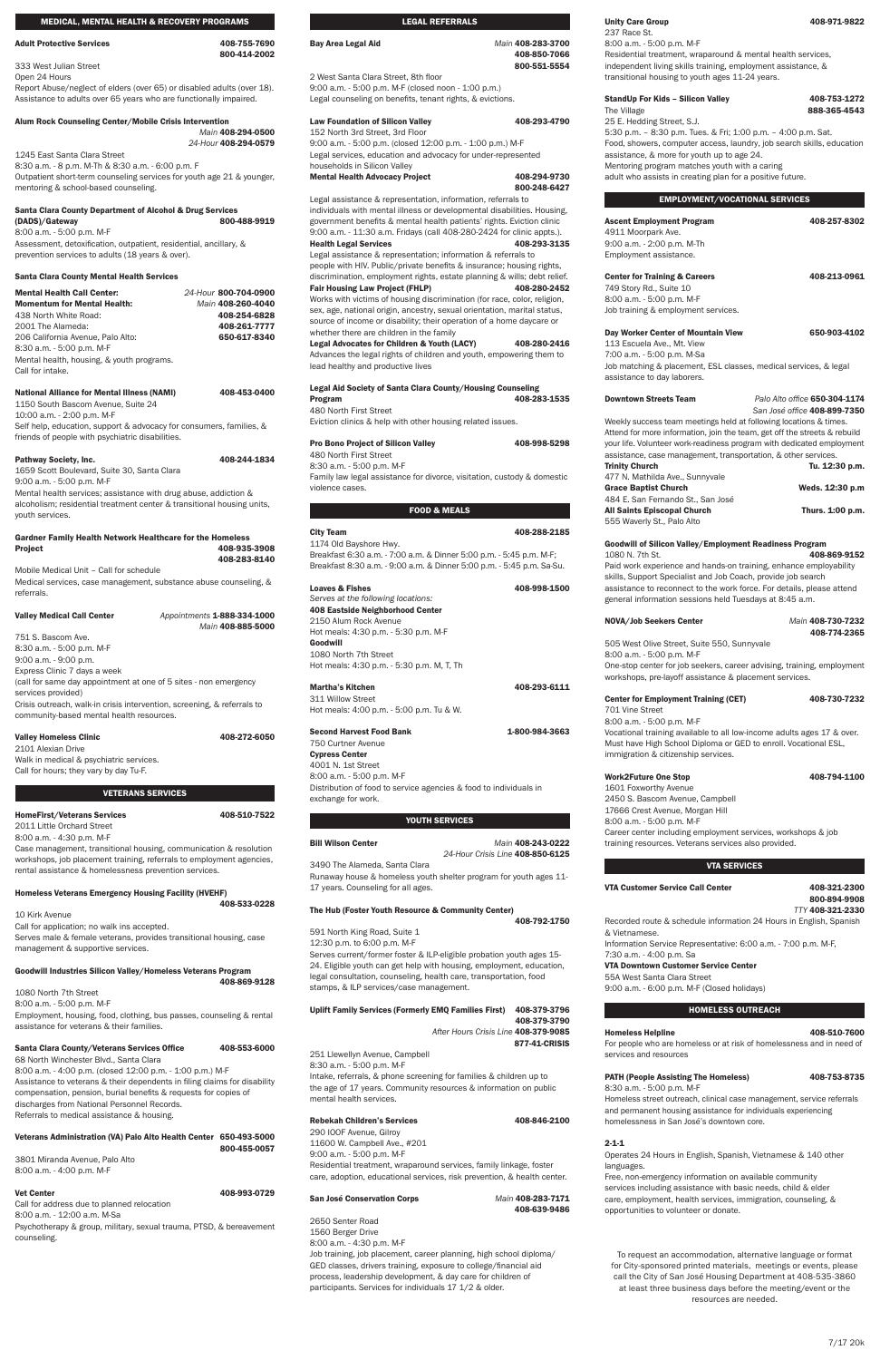## MEDICAL, MENTAL HEALTH & RECOVERY PROGRAMS

**Adult Protective Services** 408-755-7690 / 800-414-2002
333 West Julian Street
Open 24 Hours
Report Abuse/neglect of elders (over 65) or disabled adults (over 18). Assistance to adults over 65 years who are functionally impaired.

**Alum Rock Counseling Center/Mobile Crisis Intervention** *Main* 408-294-0500 / *24-Hour* 408-294-0579
1245 East Santa Clara Street
8:30 a.m. - 8 p.m. M-Th & 8:30 a.m. - 6:00 p.m. F
Outpatient short-term counseling services for youth age 21 & younger, mentoring & school-based counseling.

**Santa Clara County Department of Alcohol & Drug Services (DADS)/Gateway** 800-488-9919
8:00 a.m. - 5:00 p.m. M-F
Assessment, detoxification, outpatient, residential, ancillary, & prevention services to adults (18 years & over).

**Santa Clara County Mental Health Services**

**Mental Health Call Center:** *24-Hour* 800-704-0900
**Momentum for Mental Health:** *Main* 408-260-4040
438 North White Road: 408-254-6828
2001 The Alameda: 408-261-7777
206 California Avenue, Palo Alto: 650-617-8340
8:30 a.m. - 5:00 p.m. M-F
Mental health, housing, & youth programs.
Call for intake.

**National Alliance for Mental Illness (NAMI)** 408-453-0400
1150 South Bascom Avenue, Suite 24
10:00 a.m. - 2:00 p.m. M-F
Self help, education, support & advocacy for consumers, families, & friends of people with psychiatric disabilities.

**Pathway Society, Inc.** 408-244-1834
1659 Scott Boulevard, Suite 30, Santa Clara
9:00 a.m. - 5:00 p.m. M-F
Mental health services; assistance with drug abuse, addiction & alcoholism; residential treatment center & transitional housing units, youth services.

**Gardner Family Health Network Healthcare for the Homeless Project** 408-935-3908 / 408-283-8140
Mobile Medical Unit – Call for schedule
Medical services, case management, substance abuse counseling, & referrals.

**Valley Medical Call Center** *Appointments* 1-888-334-1000 / *Main* 408-885-5000
751 S. Bascom Ave.
8:30 a.m. - 5:00 p.m. M-F
9:00 a.m. - 9:00 p.m.
Express Clinic 7 days a week
(call for same day appointment at one of 5 sites - non emergency services provided)
Crisis outreach, walk-in crisis intervention, screening, & referrals to community-based mental health resources.

**Valley Homeless Clinic** 408-272-6050
2101 Alexian Drive
Walk in medical & psychiatric services.
Call for hours; they vary by day Tu-F.

## VETERANS SERVICES

**HomeFirst/Veterans Services** 408-510-7522
2011 Little Orchard Street
8:00 a.m. - 4:30 p.m. M-F
Case management, transitional housing, communication & resolution workshops, job placement training, referrals to employment agencies, rental assistance & homelessness prevention services.

**Homeless Veterans Emergency Housing Facility (HVEHF)** 408-533-0228
10 Kirk Avenue
Call for application; no walk ins accepted.
Serves male & female veterans, provides transitional housing, case management & supportive services.

**Goodwill Industries Silicon Valley/Homeless Veterans Program** 408-869-9128
1080 North 7th Street
8:00 a.m. - 5:00 p.m. M-F
Employment, housing, food, clothing, bus passes, counseling & rental assistance for veterans & their families.

**Santa Clara County/Veterans Services Office** 408-553-6000
68 North Winchester Blvd., Santa Clara
8:00 a.m. - 4:00 p.m. (closed 12:00 p.m. - 1:00 p.m.) M-F
Assistance to veterans & their dependents in filing claims for disability compensation, pension, burial benefits & requests for copies of discharges from National Personnel Records.
Referrals to medical assistance & housing.

**Veterans Administration (VA) Palo Alto Health Center** 650-493-5000 / 800-455-0057
3801 Miranda Avenue, Palo Alto
8:00 a.m. - 4:00 p.m. M-F

**Vet Center** 408-993-0729
Call for address due to planned relocation
8:00 a.m. - 12:00 a.m. M-Sa
Psychotherapy & group, military, sexual trauma, PTSD, & bereavement counseling.

## LEGAL REFERRALS

**Bay Area Legal Aid** *Main* 408-283-3700 / 408-850-7066 / 800-551-5554
2 West Santa Clara Street, 8th floor
9:00 a.m. - 5:00 p.m. M-F (closed noon - 1:00 p.m.)
Legal counseling on benefits, tenant rights, & evictions.

**Law Foundation of Silicon Valley** 408-293-4790
152 North 3rd Street, 3rd Floor
9:00 a.m. - 5:00 p.m. (closed 12:00 p.m. - 1:00 p.m.) M-F
Legal services, education and advocacy for under-represented households in Silicon Valley

**Mental Health Advocacy Project** 408-294-9730 / 800-248-6427
Legal assistance & representation, information, referrals to individuals with mental illness or developmental disabilities. Housing, government benefits & mental health patients' rights. Eviction clinic 9:00 a.m. - 11:30 a.m. Fridays (call 408-280-2424 for clinic appts.).

**Health Legal Services** 408-293-3135
Legal assistance & representation; information & referrals to people with HIV. Public/private benefits & insurance; housing rights, discrimination, employment rights, estate planning & wills; debt relief.

**Fair Housing Law Project (FHLP)** 408-280-2452
Works with victims of housing discrimination (for race, color, religion, sex, age, national origin, ancestry, sexual orientation, marital status, source of income or disability; their operation of a home daycare or whether there are children in the family

**Legal Advocates for Children & Youth (LACY)** 408-280-2416
Advances the legal rights of children and youth, empowering them to lead healthy and productive lives

**Legal Aid Society of Santa Clara County/Housing Counseling Program** 408-283-1535
480 North First Street
Eviction clinics & help with other housing related issues.

**Pro Bono Project of Silicon Valley** 408-998-5298
480 North First Street
8:30 a.m. - 5:00 p.m. M-F
Family law legal assistance for divorce, visitation, custody & domestic violence cases.

## FOOD & MEALS

**City Team** 408-288-2185
1174 Old Bayshore Hwy.
Breakfast 6:30 a.m. - 7:00 a.m. & Dinner 5:00 p.m. - 5:45 p.m. M-F;
Breakfast 8:30 a.m. - 9:00 a.m. & Dinner 5:00 p.m. - 5:45 p.m. Sa-Su.

**Loaves & Fishes** 408-998-1500
*Serves at the following locations:*
**408 Eastside Neighborhood Center**
2150 Alum Rock Avenue
Hot meals: 4:30 p.m. - 5:30 p.m. M-F
**Goodwill**
1080 North 7th Street
Hot meals: 4:30 p.m. - 5:30 p.m. M, T, Th

**Martha's Kitchen** 408-293-6111
311 Willow Street
Hot meals: 4:00 p.m. - 5:00 p.m. Tu & W.

**Second Harvest Food Bank** 1-800-984-3663
750 Curtner Avenue
**Cypress Center**
4001 N. 1st Street
8:00 a.m. - 5:00 p.m. M-F
Distribution of food to service agencies & food to individuals in exchange for work.

## YOUTH SERVICES

**Bill Wilson Center** *Main* 408-243-0222 / *24-Hour Crisis Line* 408-850-6125
3490 The Alameda, Santa Clara
Runaway house & homeless youth shelter program for youth ages 11-17 years. Counseling for all ages.

**The Hub (Foster Youth Resource & Community Center)** 408-792-1750
591 North King Road, Suite 1
12:30 p.m. to 6:00 p.m. M-F
Serves current/former foster & ILP-eligible probation youth ages 15-24. Eligible youth can get help with housing, employment, education, legal consultation, counseling, health care, transportation, food stamps, & ILP services/case management.

**Uplift Family Services (Formerly EMQ Families First)** 408-379-3796 / 408-379-3790 / *After Hours Crisis Line* 408-379-9085 / 877-41-CRISIS
251 Llewellyn Avenue, Campbell
8:30 a.m. - 5:00 p.m. M-F
Intake, referrals, & phone screening for families & children up to the age of 17 years. Community resources & information on public mental health services.

**Rebekah Children's Services** 408-846-2100
290 IOOF Avenue, Gilroy
11600 W. Campbell Ave., #201
9:00 a.m. - 5:00 p.m. M-F
Residential treatment, wraparound services, family linkage, foster care, adoption, educational services, risk prevention, & health center.

**San José Conservation Corps** *Main* 408-283-7171 / 408-639-9486
2650 Senter Road
1560 Berger Drive
8:00 a.m. - 4:30 p.m. M-F
Job training, job placement, career planning, high school diploma/GED classes, drivers training, exposure to college/financial aid process, leadership development, & day care for children of participants. Services for individuals 17 1/2 & older.

**Unity Care Group** 408-971-9822
237 Race St.
8:00 a.m. - 5:00 p.m. M-F
Residential treatment, wraparound & mental health services, independent living skills training, employment assistance, & transitional housing to youth ages 11-24 years.

**StandUp For Kids – Silicon Valley** 408-753-1272 / 888-365-4543
The Village
25 E. Hedding Street, S.J.
5:30 p.m. – 8:30 p.m. Tues. & Fri; 1:00 p.m. – 4:00 p.m. Sat.
Food, showers, computer access, laundry, job search skills, education assistance, & more for youth up to age 24.
Mentoring program matches youth with a caring adult who assists in creating plan for a positive future.

## EMPLOYMENT/VOCATIONAL SERVICES

**Ascent Employment Program** 408-257-8302
4911 Moorpark Ave.
9:00 a.m. - 2:00 p.m. M-Th
Employment assistance.

**Center for Training & Careers** 408-213-0961
749 Story Rd., Suite 10
8:00 a.m. - 5:00 p.m. M-F
Job training & employment services.

**Day Worker Center of Mountain View** 650-903-4102
113 Escuela Ave., Mt. View
7:00 a.m. - 5:00 p.m. M-Sa
Job matching & placement, ESL classes, medical services, & legal assistance to day laborers.

**Downtown Streets Team** *Palo Alto office* 650-304-1174 / *San José office* 408-899-7350
Weekly success team meetings held at following locations & times. Attend for more information, join the team, get off the streets & rebuild your life. Volunteer work-readiness program with dedicated employment assistance, case management, transportation, & other services.

**Trinity Church** Tu. 12:30 p.m.
477 N. Mathilda Ave., Sunnyvale
**Grace Baptist Church** Weds. 12:30 p.m
484 E. San Fernando St., San José
**All Saints Episcopal Church** Thurs. 1:00 p.m.
555 Waverly St., Palo Alto

**Goodwill of Silicon Valley/Employment Readiness Program** 408-869-9152
1080 N. 7th St.
Paid work experience and hands-on training, enhance employability skills, Support Specialist and Job Coach, provide job search assistance to reconnect to the work force. For details, please attend general information sessions held Tuesdays at 8:45 a.m.

**NOVA/Job Seekers Center** *Main* 408-730-7232 / 408-774-2365
505 West Olive Street, Suite 550, Sunnyvale
8:00 a.m. - 5:00 p.m. M-F
One-stop center for job seekers, career advising, training, employment workshops, pre-layoff assistance & placement services.

**Center for Employment Training (CET)** 408-730-7232
701 Vine Street
8:00 a.m. - 5:00 p.m. M-F
Vocational training available to all low-income adults age 17 & over. Must have High School Diploma or GED to enroll. Vocational ESL, immigration & citizenship services.

**Work2Future One Stop** 408-794-1100
1601 Foxworthy Avenue
2450 S. Bascom Avenue, Campbell
17666 Crest Avenue, Morgan Hill
8:00 a.m. - 5:00 p.m. M-F
Career center including employment services, workshops & job training resources. Veterans services also provided.

## VTA SERVICES

**VTA Customer Service Call Center** 408-321-2300 / 800-894-9908 / *TTY* 408-321-2330
Recorded route & schedule information 24 Hours in English, Spanish & Vietnamese.
Information Service Representative: 6:00 a.m. - 7:00 p.m. M-F, 7:30 a.m. - 4:00 p.m. Sa
**VTA Downtown Customer Service Center**
55A West Santa Clara Street
9:00 a.m. - 6:00 p.m. M-F (Closed holidays)

## HOMELESS OUTREACH

**Homeless Helpline** 408-510-7600
For people who are homeless or at risk of homelessness and in need of services and resources

**PATH (People Assisting The Homeless)** 408-753-8735
8:30 a.m. - 5:00 p.m. M-F
Homeless street outreach, clinical case management, service referrals and permanent housing assistance for individuals experiencing homelessness in San José's downtown core.

**2-1-1**
Operates 24 Hours in English, Spanish, Vietnamese & 140 other languages.
Free, non-emergency information on available community services including assistance with basic needs, child & elder care, employment, health services, immigration, counseling, & opportunities to volunteer or donate.

To request an accommodation, alternative language or format for City-sponsored printed materials, meetings or events, please call the City of San José Housing Department at 408-535-3860 at least three business days before the meeting/event or the resources are needed.

7/17 20k